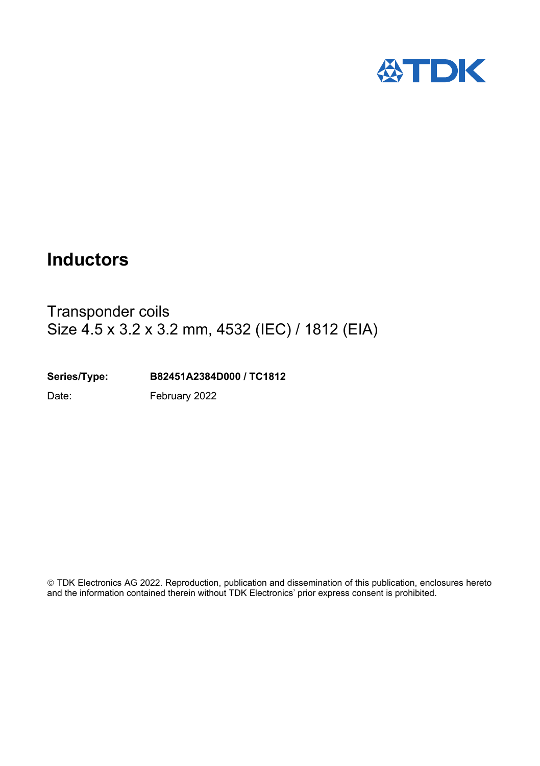# Inductors

## Transponder coils
## Size 4.5 x 3.2 x 3.2 mm, 4532 (IEC) / 1812 (EIA)

**Series/Type:** **B82451A2384D000 / TC1812**

Date: February 2022

© TDK Electronics AG 2022. Reproduction, publication and dissemination of this publication, enclosures hereto and the information contained therein without TDK Electronics' prior express consent is prohibited.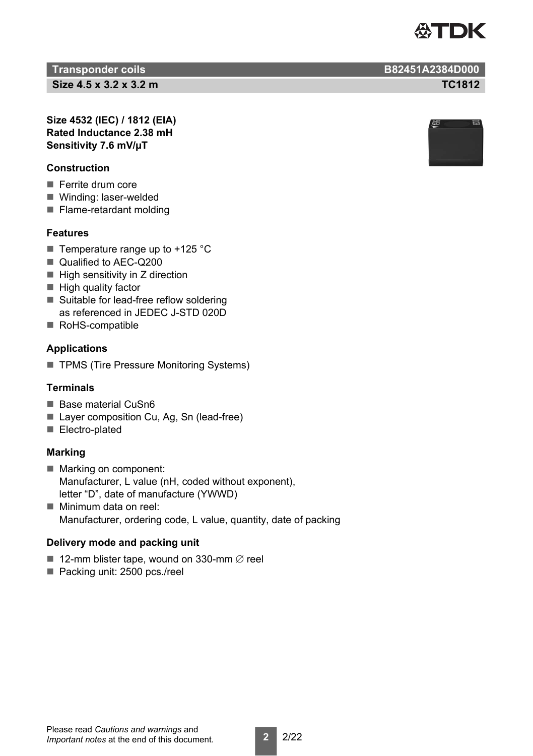# Transponder coils

**B82451A2384D000**

## Size 4.5 x 3.2 x 3.2 m

**TC1812**

**Size 4532 (IEC) / 1812 (EIA)**
**Rated Inductance 2.38 mH**
**Sensitivity 7.6 mV/µT**

### Construction

- Ferrite drum core
- Winding: laser-welded
- Flame-retardant molding

### Features

- Temperature range up to +125 °C
- Qualified to AEC-Q200
- High sensitivity in Z direction
- High quality factor
- Suitable for lead-free reflow soldering as referenced in JEDEC J-STD 020D
- RoHS-compatible

### Applications

- TPMS (Tire Pressure Monitoring Systems)

### Terminals

- Base material CuSn6
- Layer composition Cu, Ag, Sn (lead-free)
- Electro-plated

### Marking

- Marking on component:
  Manufacturer, L value (nH, coded without exponent), letter “D”, date of manufacture (YWWD)
- Minimum data on reel:
  Manufacturer, ordering code, L value, quantity, date of packing

### Delivery mode and packing unit

- 12-mm blister tape, wound on 330-mm ∅ reel
- Packing unit: 2500 pcs./reel

Please read *Cautions and warnings* and *Important notes* at the end of this document.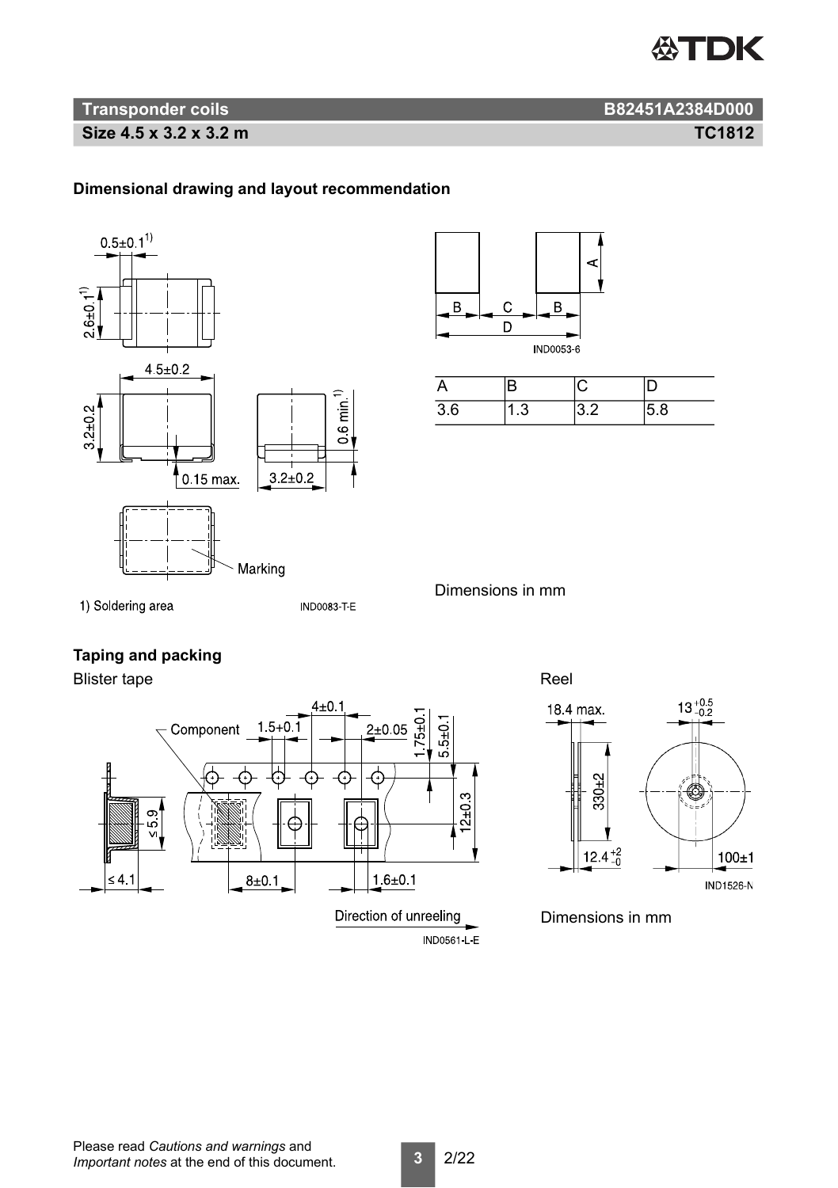## Transponder coils — B82451A2384D000

**Size 4.5 x 3.2 x 3.2 m — TC1812**

### Dimensional drawing and layout recommendation

0.5±0.1[1)]

2.6±0.1[1)]

4.5±0.2

3.2±0.2

0.15 max.

3.2±0.2

0.6 min.[1)]

Marking

1) Soldering area

IND0083-T-E

IND0053-6

| A | B | C | D |
|---|---|---|---|
| 3.6 | 1.3 | 3.2 | 5.8 |

Dimensions in mm

### Taping and packing

Blister tape

Component

4±0.1

1.5+0.1

2±0.05

1.75±0.1

5.5±0.1

≤5.9

12±0.3

≤4.1

8±0.1

1.6±0.1

Direction of unreeling

IND0561-L-E

Reel

18.4 max.

$13^{+0.5}_{-0.2}$

330±2

$12.4^{+2}_{-0}$

100±1

IND1526-N

Dimensions in mm

Please read *Cautions and warnings* and *Important notes* at the end of this document.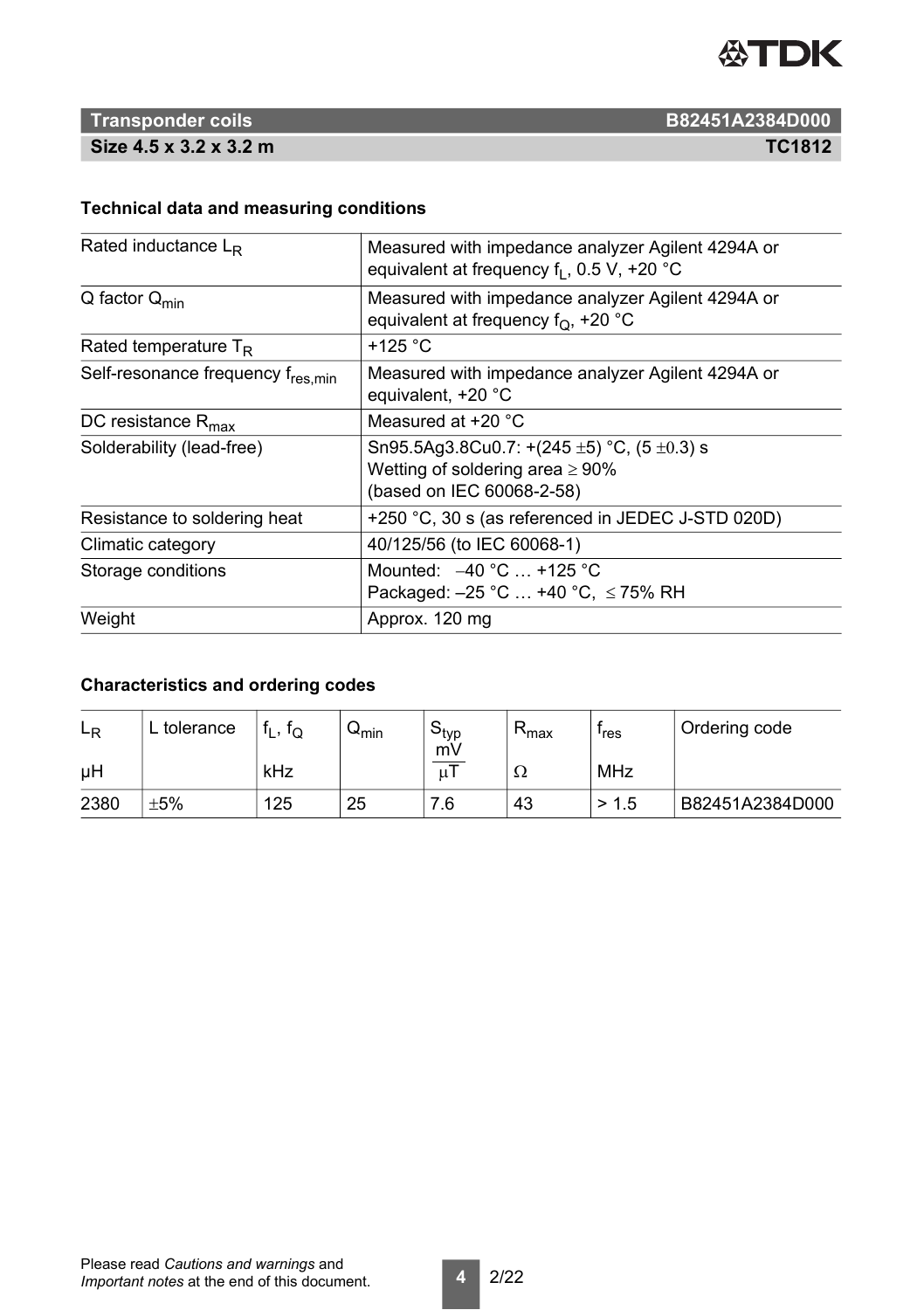## Transporter coils

**B82451A2384D000**

**Size 4.5 x 3.2 x 3.2 m**

**TC1812**

### Technical data and measuring conditions

| | |
|---|---|
| Rated inductance $L_R$ | Measured with impedance analyzer Agilent 4294A or equivalent at frequency $f_L$, 0.5 V, +20 °C |
| Q factor $Q_{min}$ | Measured with impedance analyzer Agilent 4294A or equivalent at frequency $f_Q$, +20 °C |
| Rated temperature $T_R$ | +125 °C |
| Self-resonance frequency $f_{res,min}$ | Measured with impedance analyzer Agilent 4294A or equivalent, +20 °C |
| DC resistance $R_{max}$ | Measured at +20 °C |
| Solderability (lead-free) | Sn95.5Ag3.8Cu0.7: +(245 ±5) °C, (5 ±0.3) s<br>Wetting of soldering area ≥ 90%<br>(based on IEC 60068-2-58) |
| Resistance to soldering heat | +250 °C, 30 s (as referenced in JEDEC J-STD 020D) |
| Climatic category | 40/125/56 (to IEC 60068-1) |
| Storage conditions | Mounted: –40 °C … +125 °C<br>Packaged: –25 °C … +40 °C, ≤ 75% RH |
| Weight | Approx. 120 mg |

### Characteristics and ordering codes

| $L_R$<br>µH | L tolerance | $f_L$, $f_Q$<br>kHz | $Q_{min}$ | $S_{typ}$<br>$\frac{mV}{\mu T}$ | $R_{max}$<br>Ω | $f_{res}$<br>MHz | Ordering code |
|---|---|---|---|---|---|---|---|
| 2380 | ±5% | 125 | 25 | 7.6 | 43 | > 1.5 | B82451A2384D000 |

Please read *Cautions and warnings* and *Important notes* at the end of this document.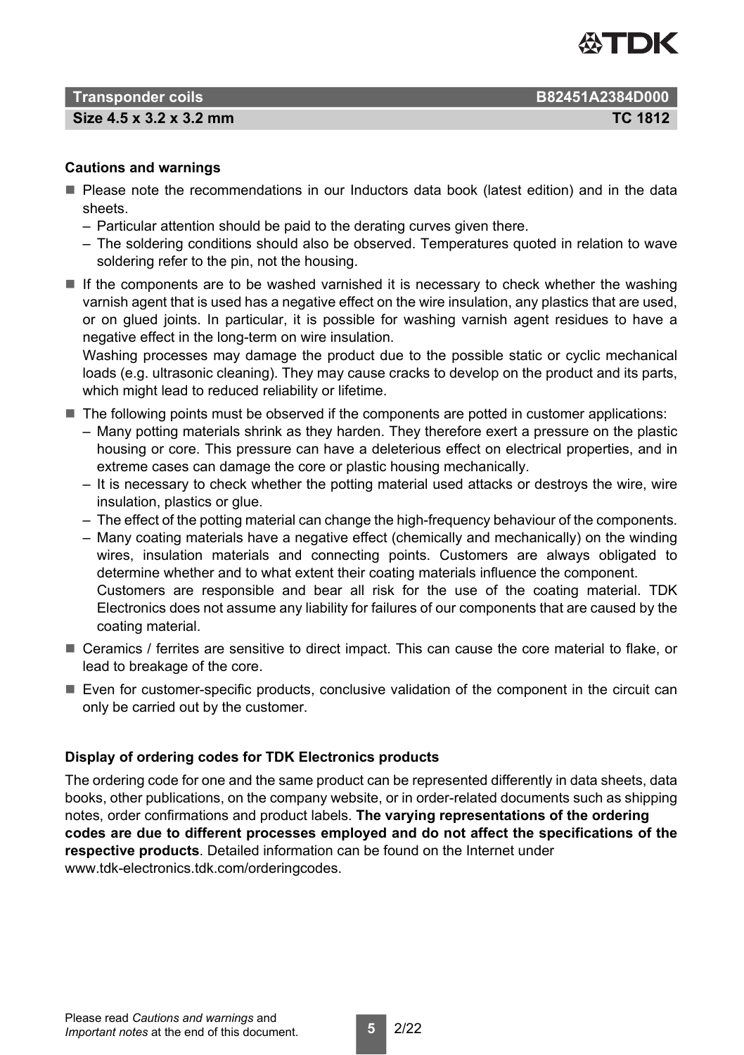## Cautions and warnings

- Please note the recommendations in our Inductors data book (latest edition) and in the data sheets.
  - Particular attention should be paid to the derating curves given there.
  - The soldering conditions should also be observed. Temperatures quoted in relation to wave soldering refer to the pin, not the housing.
- If the components are to be washed varnished it is necessary to check whether the washing varnish agent that is used has a negative effect on the wire insulation, any plastics that are used, or on glued joints. In particular, it is possible for washing varnish agent residues to have a negative effect in the long-term on wire insulation.
  Washing processes may damage the product due to the possible static or cyclic mechanical loads (e.g. ultrasonic cleaning). They may cause cracks to develop on the product and its parts, which might lead to reduced reliability or lifetime.
- The following points must be observed if the components are potted in customer applications:
  - Many potting materials shrink as they harden. They therefore exert a pressure on the plastic housing or core. This pressure can have a deleterious effect on electrical properties, and in extreme cases can damage the core or plastic housing mechanically.
  - It is necessary to check whether the potting material used attacks or destroys the wire, wire insulation, plastics or glue.
  - The effect of the potting material can change the high-frequency behaviour of the components.
  - Many coating materials have a negative effect (chemically and mechanically) on the winding wires, insulation materials and connecting points. Customers are always obligated to determine whether and to what extent their coating materials influence the component.
    Customers are responsible and bear all risk for the use of the coating material. TDK Electronics does not assume any liability for failures of our components that are caused by the coating material.
- Ceramics / ferrites are sensitive to direct impact. This can cause the core material to flake, or lead to breakage of the core.
- Even for customer-specific products, conclusive validation of the component in the circuit can only be carried out by the customer.

## Display of ordering codes for TDK Electronics products

The ordering code for one and the same product can be represented differently in data sheets, data books, other publications, on the company website, or in order-related documents such as shipping notes, order confirmations and product labels. **The varying representations of the ordering codes are due to different processes employed and do not affect the specifications of the respective products**. Detailed information can be found on the Internet under www.tdk-electronics.tdk.com/orderingcodes.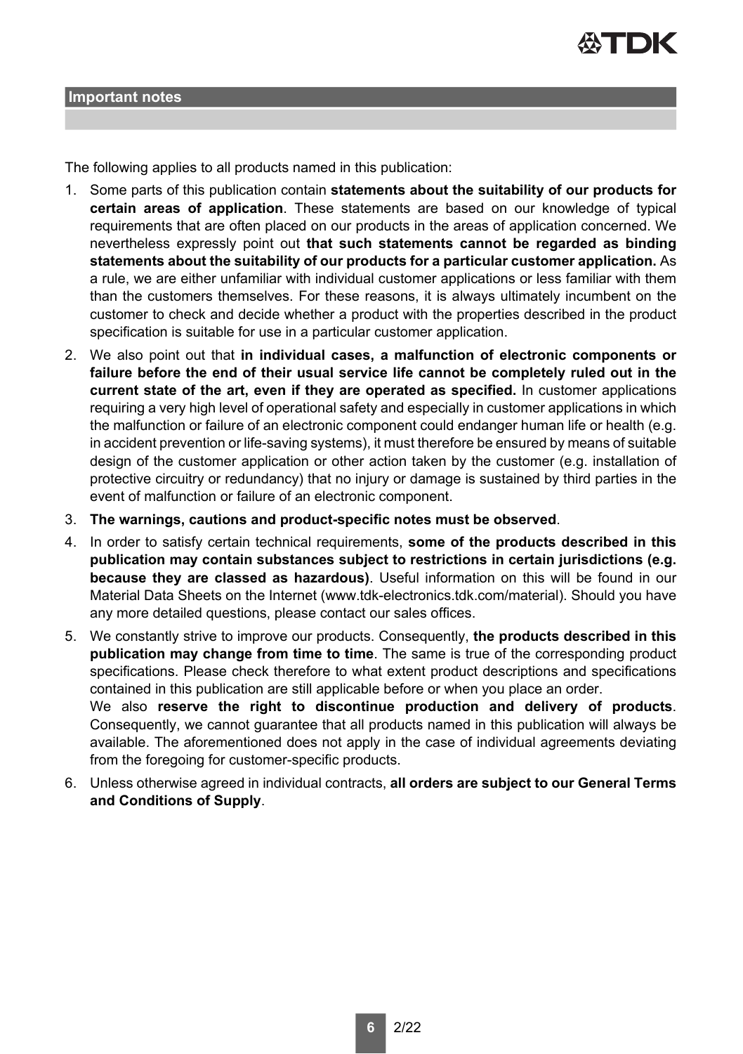## Important notes

The following applies to all products named in this publication:

1. Some parts of this publication contain **statements about the suitability of our products for certain areas of application**. These statements are based on our knowledge of typical requirements that are often placed on our products in the areas of application concerned. We nevertheless expressly point out **that such statements cannot be regarded as binding statements about the suitability of our products for a particular customer application.** As a rule, we are either unfamiliar with individual customer applications or less familiar with them than the customers themselves. For these reasons, it is always ultimately incumbent on the customer to check and decide whether a product with the properties described in the product specification is suitable for use in a particular customer application.
2. We also point out that **in individual cases, a malfunction of electronic components or failure before the end of their usual service life cannot be completely ruled out in the current state of the art, even if they are operated as specified.** In customer applications requiring a very high level of operational safety and especially in customer applications in which the malfunction or failure of an electronic component could endanger human life or health (e.g. in accident prevention or life-saving systems), it must therefore be ensured by means of suitable design of the customer application or other action taken by the customer (e.g. installation of protective circuitry or redundancy) that no injury or damage is sustained by third parties in the event of malfunction or failure of an electronic component.
3. **The warnings, cautions and product-specific notes must be observed**.
4. In order to satisfy certain technical requirements, **some of the products described in this publication may contain substances subject to restrictions in certain jurisdictions (e.g. because they are classed as hazardous)**. Useful information on this will be found in our Material Data Sheets on the Internet (www.tdk-electronics.tdk.com/material). Should you have any more detailed questions, please contact our sales offices.
5. We constantly strive to improve our products. Consequently, **the products described in this publication may change from time to time**. The same is true of the corresponding product specifications. Please check therefore to what extent product descriptions and specifications contained in this publication are still applicable before or when you place an order.
   We also **reserve the right to discontinue production and delivery of products**. Consequently, we cannot guarantee that all products named in this publication will always be available. The aforementioned does not apply in the case of individual agreements deviating from the foregoing for customer-specific products.
6. Unless otherwise agreed in individual contracts, **all orders are subject to our General Terms and Conditions of Supply**.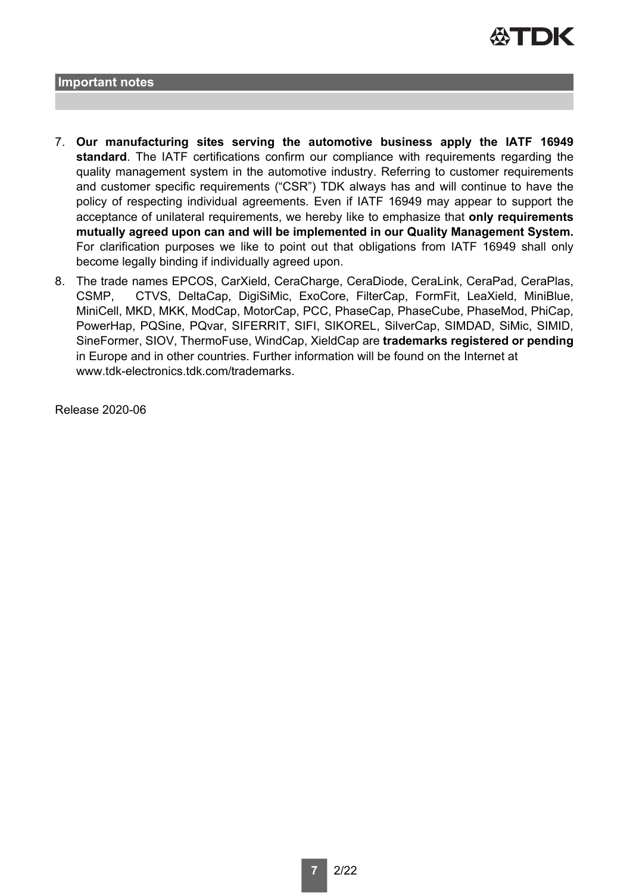## Important notes

7. **Our manufacturing sites serving the automotive business apply the IATF 16949 standard**. The IATF certifications confirm our compliance with requirements regarding the quality management system in the automotive industry. Referring to customer requirements and customer specific requirements ("CSR") TDK always has and will continue to have the policy of respecting individual agreements. Even if IATF 16949 may appear to support the acceptance of unilateral requirements, we hereby like to emphasize that **only requirements mutually agreed upon can and will be implemented in our Quality Management System.** For clarification purposes we like to point out that obligations from IATF 16949 shall only become legally binding if individually agreed upon.
8. The trade names EPCOS, CarXield, CeraCharge, CeraDiode, CeraLink, CeraPad, CeraPlas, CSMP, CTVS, DeltaCap, DigiSiMic, ExoCore, FilterCap, FormFit, LeaXield, MiniBlue, MiniCell, MKD, MKK, ModCap, MotorCap, PCC, PhaseCap, PhaseCube, PhaseMod, PhiCap, PowerHap, PQSine, PQvar, SIFERRIT, SIFI, SIKOREL, SilverCap, SIMDAD, SiMic, SIMID, SineFormer, SIOV, ThermoFuse, WindCap, XieldCap are **trademarks registered or pending** in Europe and in other countries. Further information will be found on the Internet at www.tdk-electronics.tdk.com/trademarks.

Release 2020-06